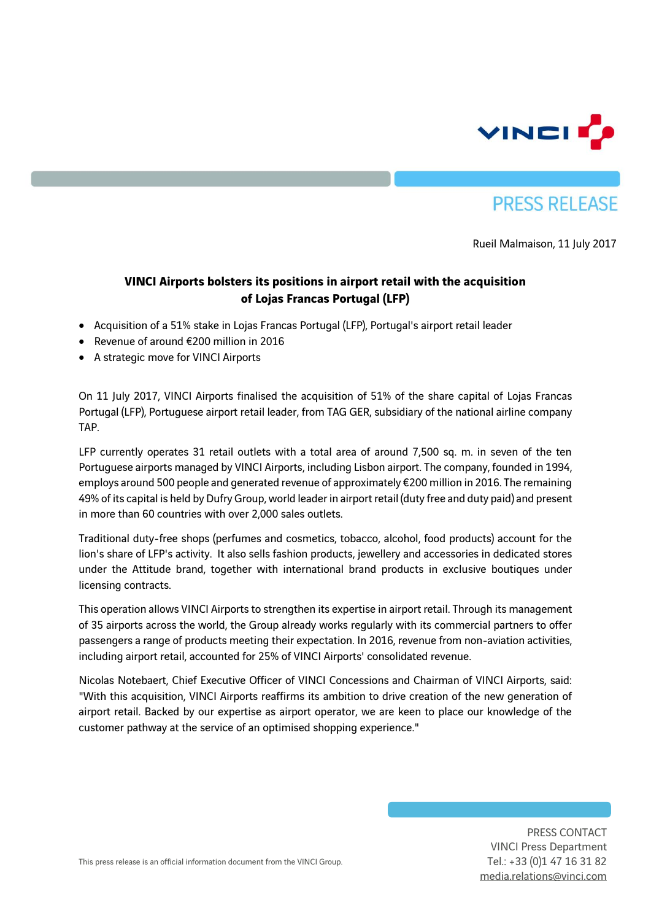PRESS RELEASE

Rueil Malmaison, 11 July 2017

# VINCI Airports bolsters its positions in airport retail with the acquisition of Lojas Francas Portugal (LFP)

- Acquisition of a 51% stake in Lojas Francas Portugal (LFP), Portugal's airport retail leader
- Revenue of around €200 million in 2016
- A strategic move for VINCI Airports

On 11 July 2017, VINCI Airports finalised the acquisition of 51% of the share capital of Lojas Francas Portugal (LFP), Portuguese airport retail leader, from TAG GER, subsidiary of the national airline company TAP.

LFP currently operates 31 retail outlets with a total area of around 7,500 sq. m. in seven of the ten Portuguese airports managed by VINCI Airports, including Lisbon airport. The company, founded in 1994, employs around 500 people and generated revenue of approximately €200 million in 2016. The remaining 49% of its capital is held by Dufry Group, world leader in airport retail (duty free and duty paid) and present in more than 60 countries with over 2,000 sales outlets.

Traditional duty-free shops (perfumes and cosmetics, tobacco, alcohol, food products) account for the lion's share of LFP's activity. It also sells fashion products, jewellery and accessories in dedicated stores under the Attitude brand, together with international brand products in exclusive boutiques under licensing contracts.

This operation allows VINCI Airports to strengthen its expertise in airport retail. Through its management of 35 airports across the world, the Group already works regularly with its commercial partners to offer passengers a range of products meeting their expectation. In 2016, revenue from non-aviation activities, including airport retail, accounted for 25% of VINCI Airports' consolidated revenue.

Nicolas Notebaert, Chief Executive Officer of VINCI Concessions and Chairman of VINCI Airports, said: "With this acquisition, VINCI Airports reaffirms its ambition to drive creation of the new generation of airport retail. Backed by our expertise as airport operator, we are keen to place our knowledge of the customer pathway at the service of an optimised shopping experience."

This press release is an official information document from the VINCI Group.

PRESS CONTACT
VINCI Press Department
Tel.: +33 (0)1 47 16 31 82
media.relations@vinci.com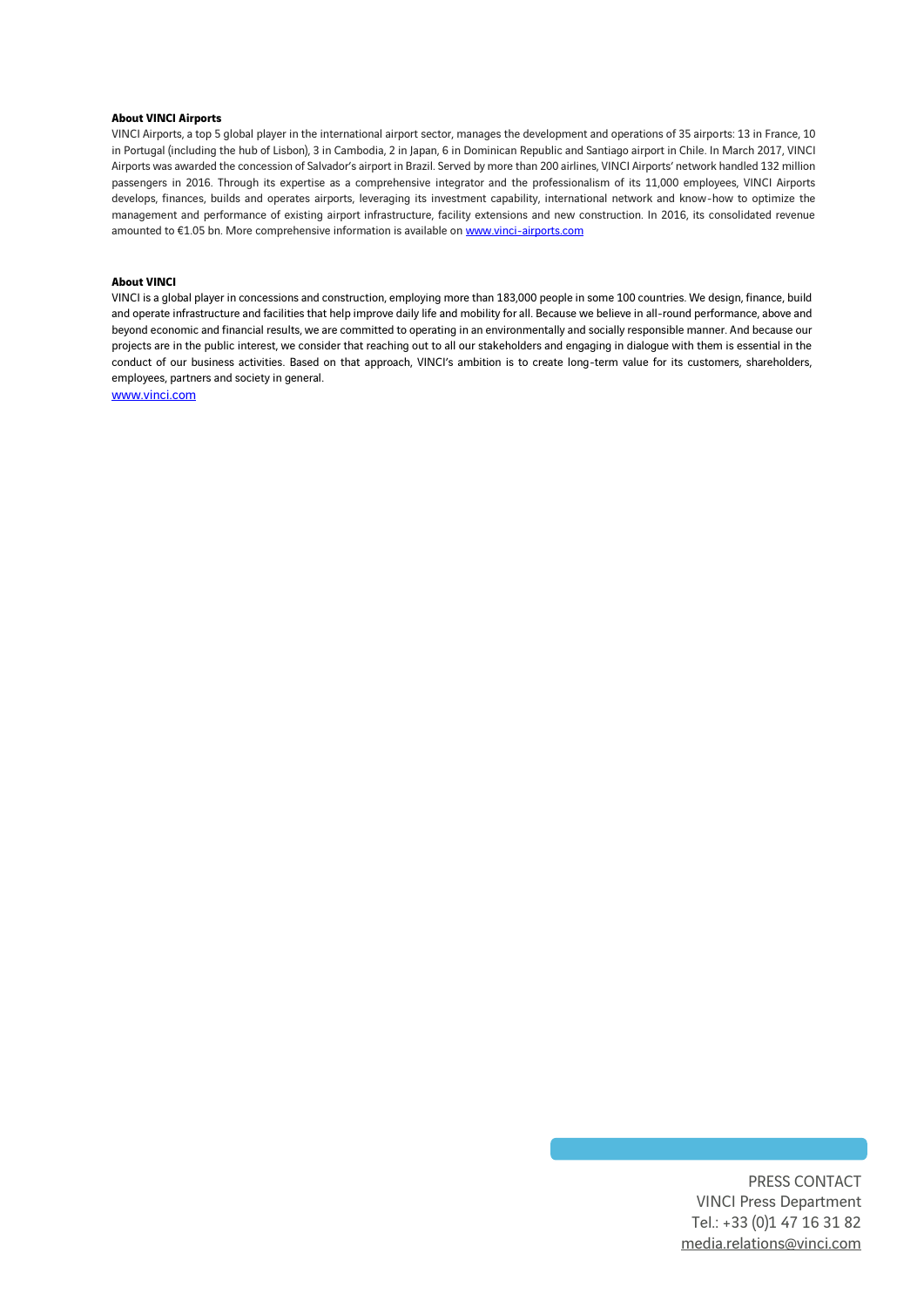**About VINCI Airports**

VINCI Airports, a top 5 global player in the international airport sector, manages the development and operations of 35 airports: 13 in France, 10 in Portugal (including the hub of Lisbon), 3 in Cambodia, 2 in Japan, 6 in Dominican Republic and Santiago airport in Chile. In March 2017, VINCI Airports was awarded the concession of Salvador's airport in Brazil. Served by more than 200 airlines, VINCI Airports' network handled 132 million passengers in 2016. Through its expertise as a comprehensive integrator and the professionalism of its 11,000 employees, VINCI Airports develops, finances, builds and operates airports, leveraging its investment capability, international network and know-how to optimize the management and performance of existing airport infrastructure, facility extensions and new construction. In 2016, its consolidated revenue amounted to €1.05 bn. More comprehensive information is available on [www.vinci-airports.com](http://www.vinci-airports.com)

**About VINCI**

VINCI is a global player in concessions and construction, employing more than 183,000 people in some 100 countries. We design, finance, build and operate infrastructure and facilities that help improve daily life and mobility for all. Because we believe in all-round performance, above and beyond economic and financial results, we are committed to operating in an environmentally and socially responsible manner. And because our projects are in the public interest, we consider that reaching out to all our stakeholders and engaging in dialogue with them is essential in the conduct of our business activities. Based on that approach, VINCI's ambition is to create long-term value for its customers, shareholders, employees, partners and society in general.

[www.vinci.com](http://www.vinci.com)

PRESS CONTACT
VINCI Press Department
Tel.: +33 (0)1 47 16 31 82
[media.relations@vinci.com](mailto:media.relations@vinci.com)